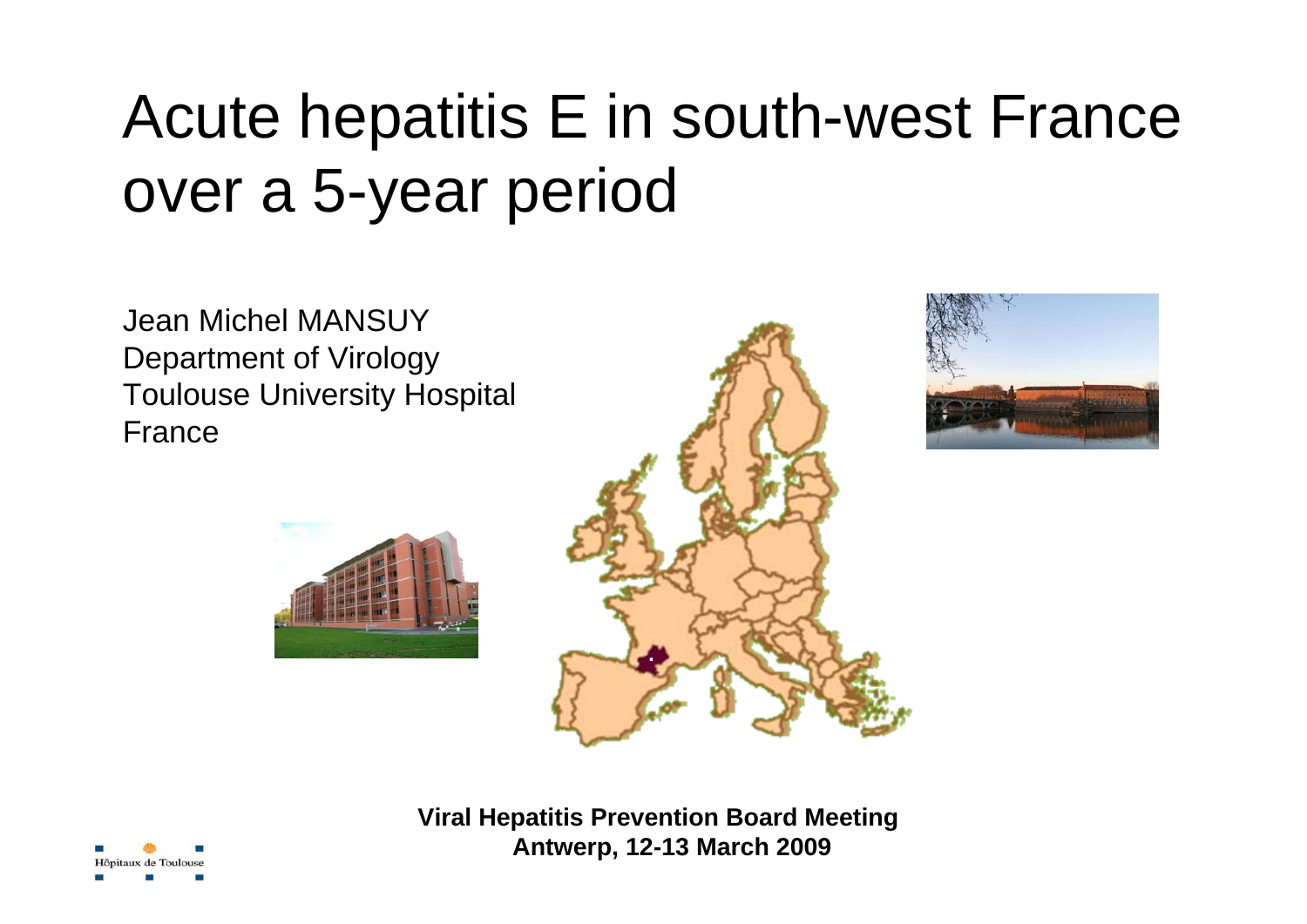# Acute hepatitis E in south-west France over a 5-year period

Jean Michel MANSUY
Department of Virology
Toulouse University Hospital
France

**Viral Hepatitis Prevention Board Meeting**
**Antwerp, 12-13 March 2009**

Hôpitaux de Toulouse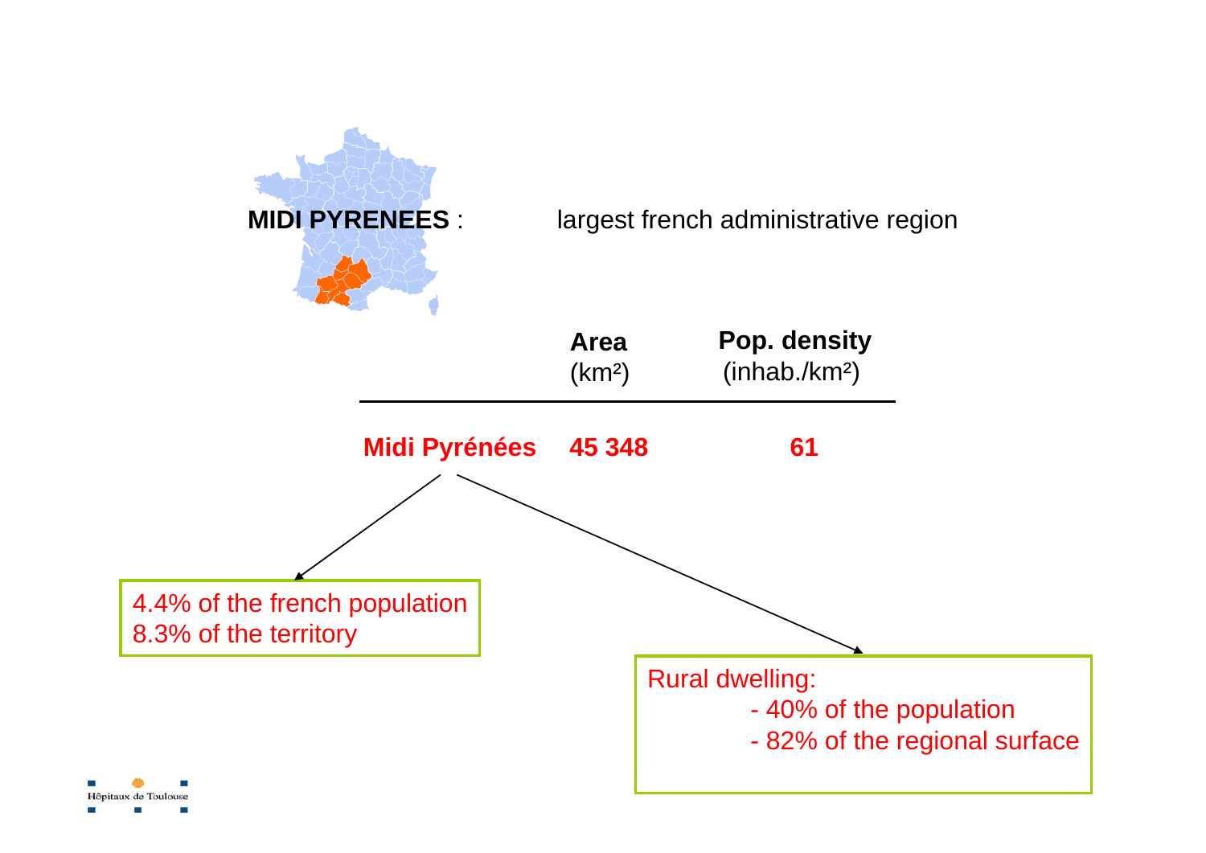**MIDI PYRENEES** : largest french administrative region

| | Area (km²) | Pop. density (inhab./km²) |
|---|---|---|
| **Midi Pyrénées** | **45 348** | **61** |

4.4% of the french population
8.3% of the territory

Rural dwelling:
- 40% of the population
- 82% of the regional surface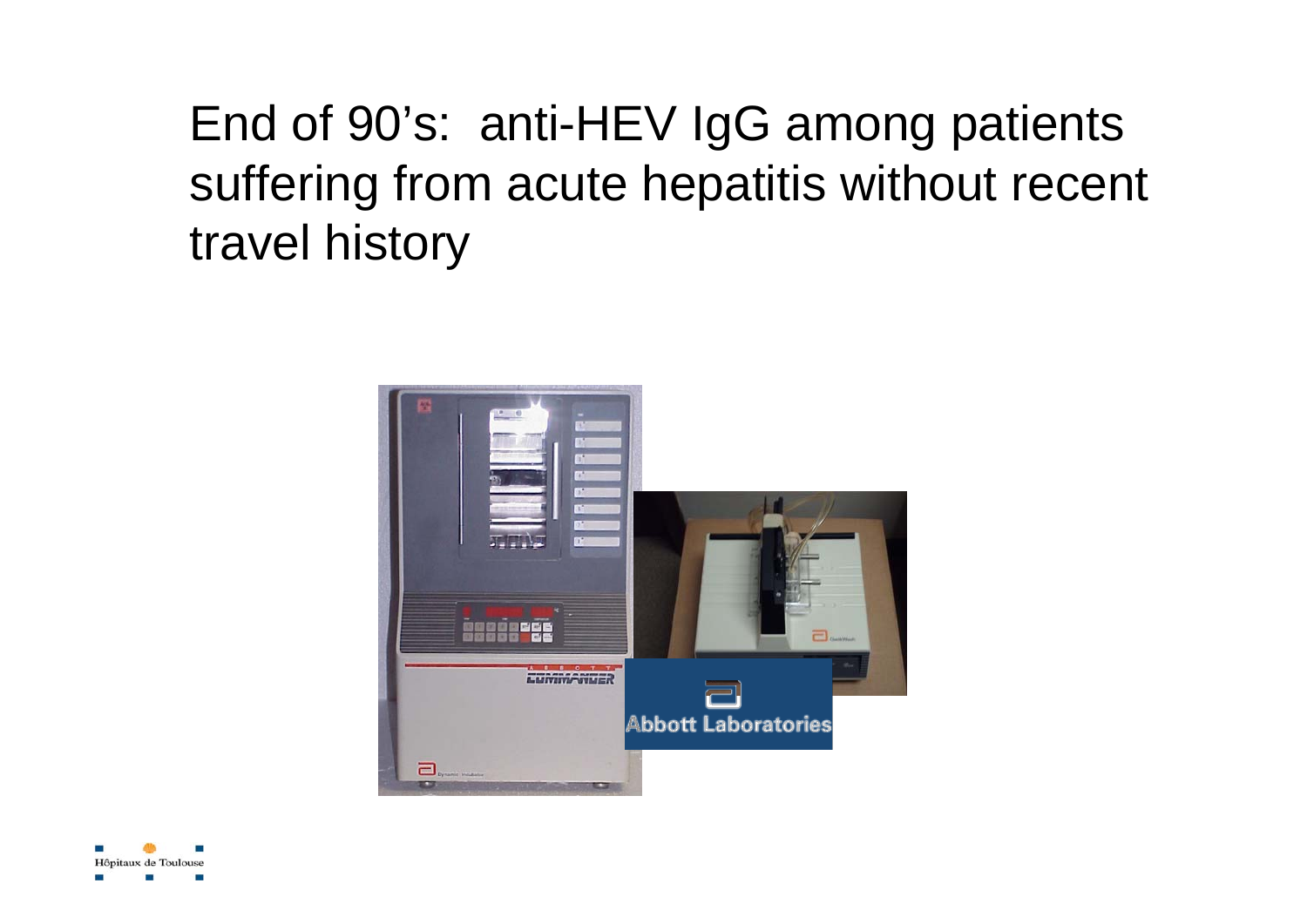# End of 90's: anti-HEV IgG among patients suffering from acute hepatitis without recent travel history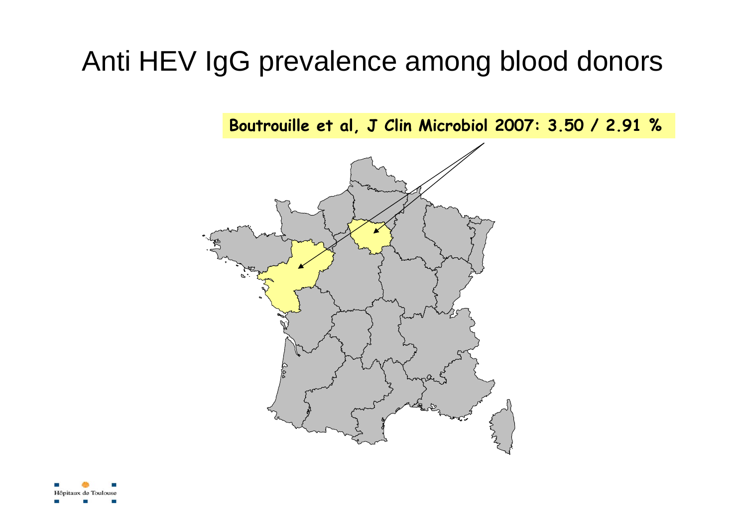# Anti HEV IgG prevalence among blood donors

Boutrouille et al, J Clin Microbiol 2007: 3.50 / 2.91 %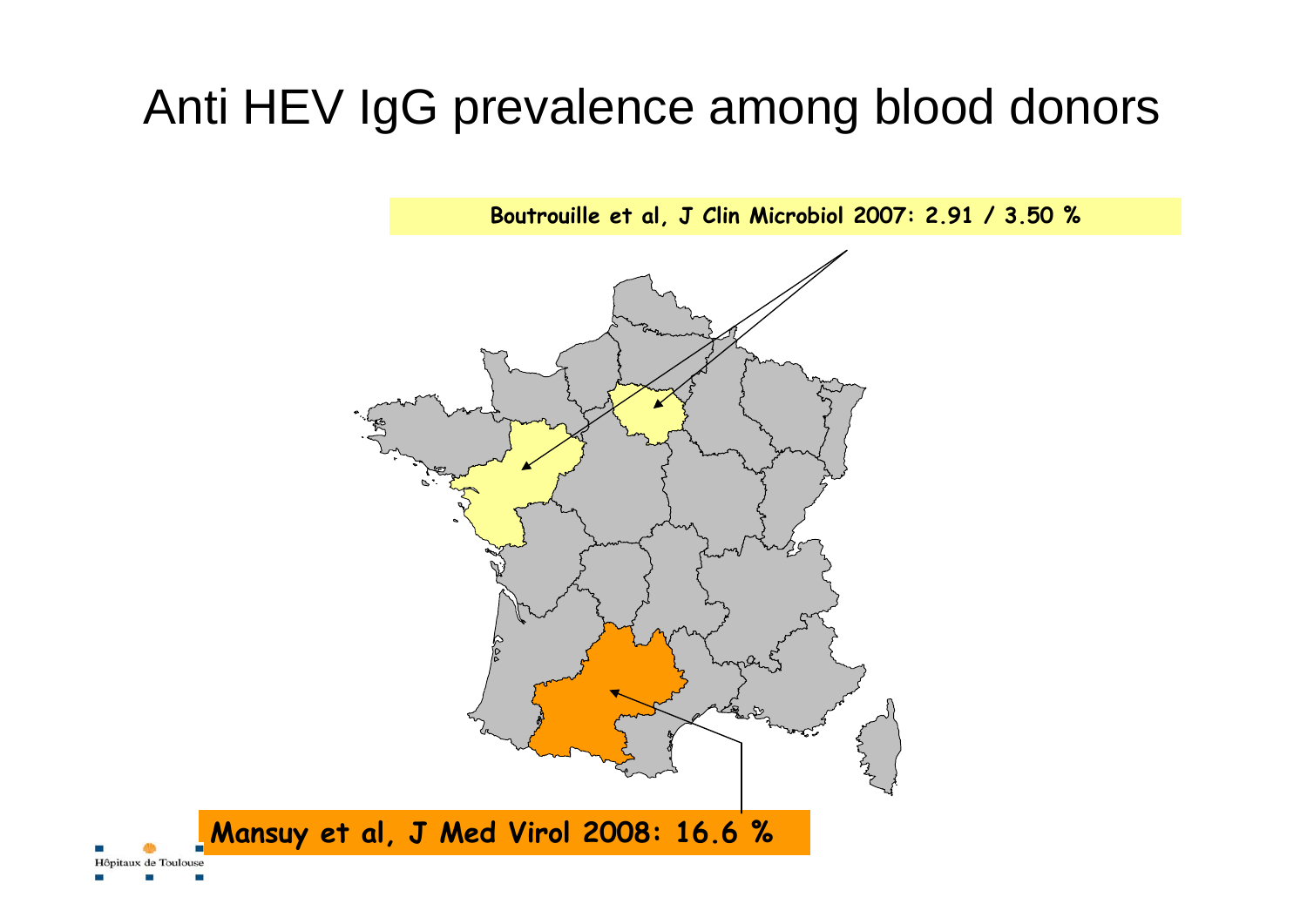# Anti HEV IgG prevalence among blood donors

**Boutrouille et al, J Clin Microbiol 2007: 2.91 / 3.50 %**

**Mansuy et al, J Med Virol 2008: 16.6 %**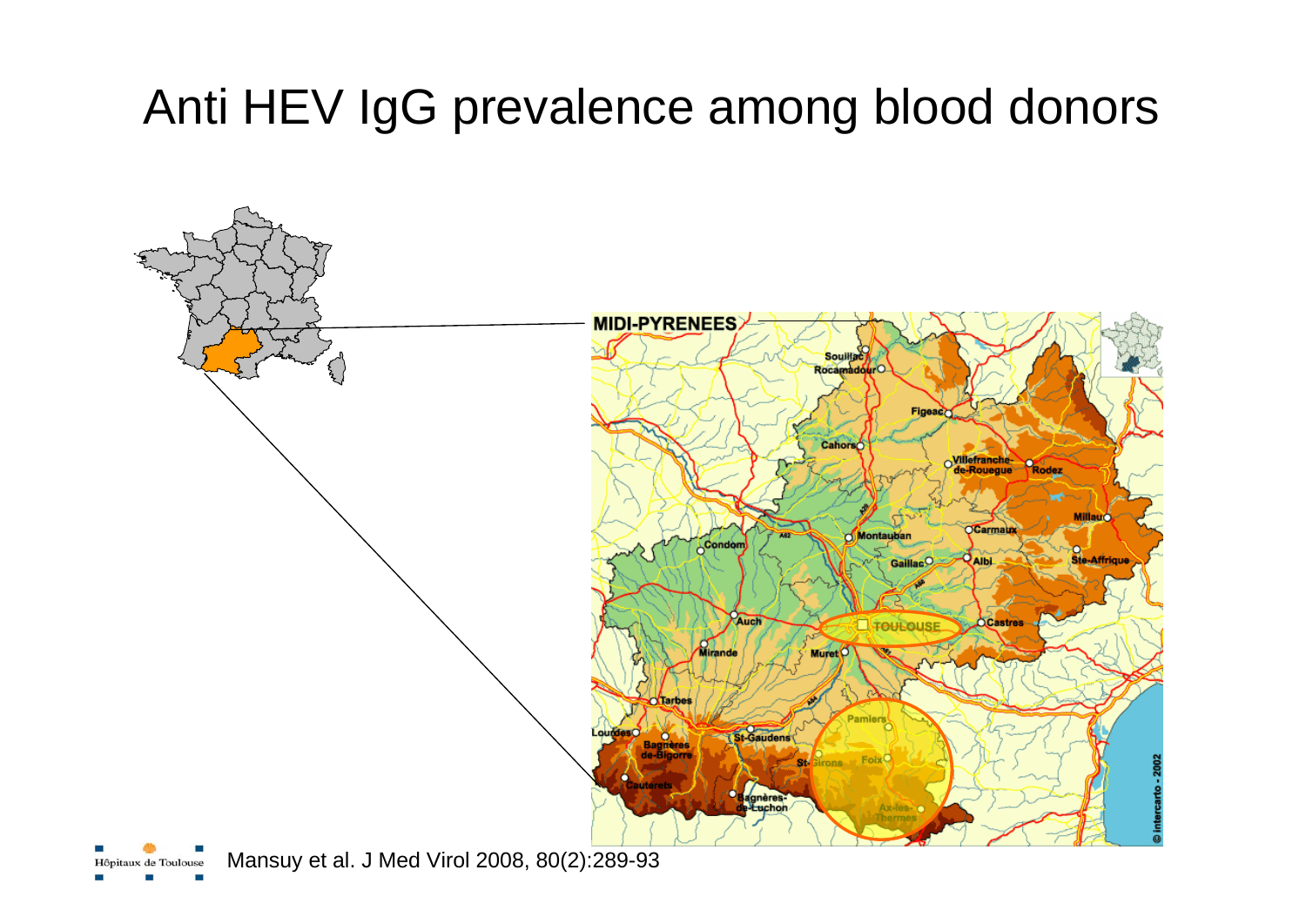# Anti HEV IgG prevalence among blood donors

Mansuy et al. J Med Virol 2008, 80(2):289-93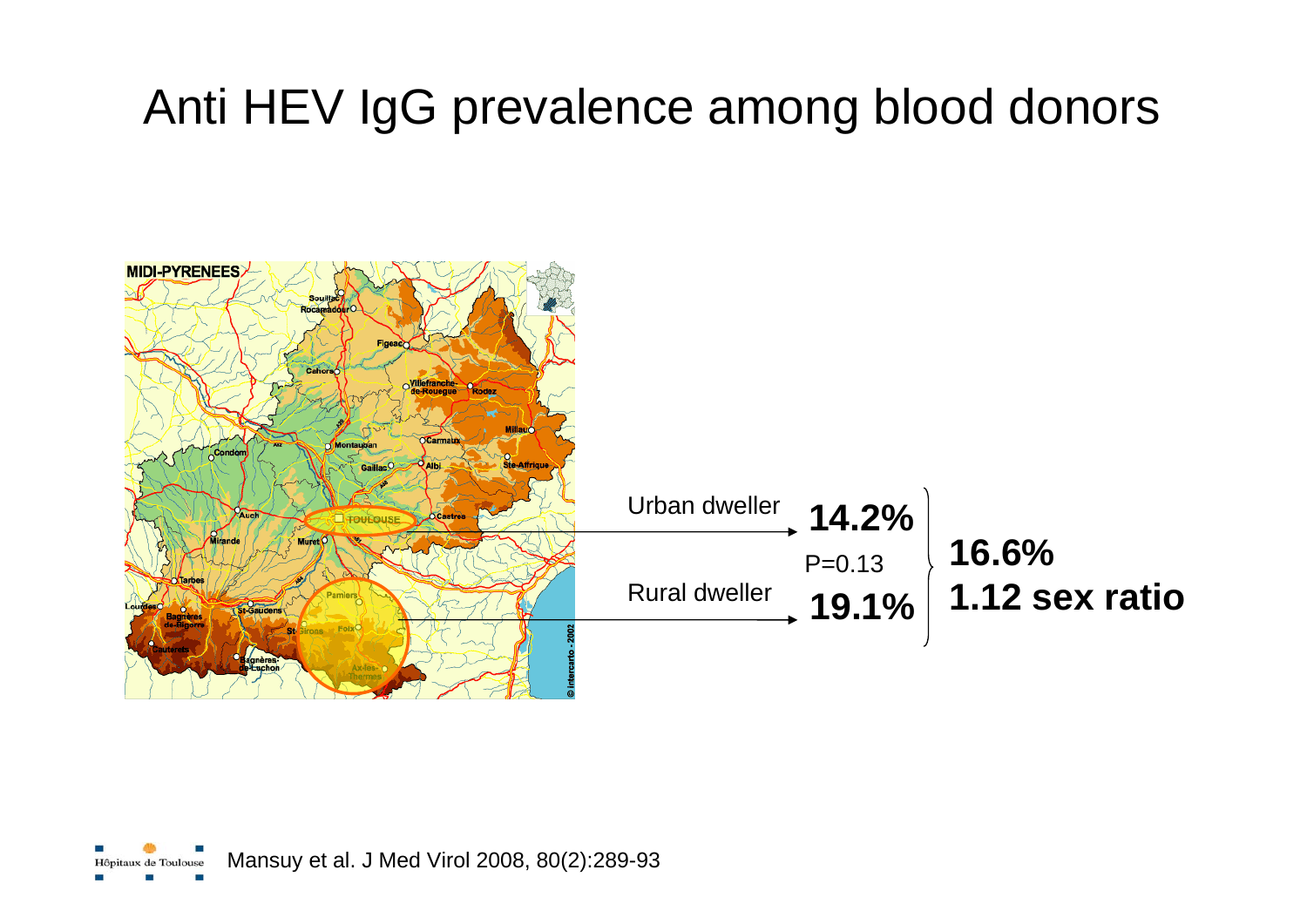# Anti HEV IgG prevalence among blood donors

Urban dweller **14.2%**

P=0.13

Rural dweller **19.1%**

**16.6%**

**1.12 sex ratio**

Mansuy et al. J Med Virol 2008, 80(2):289-93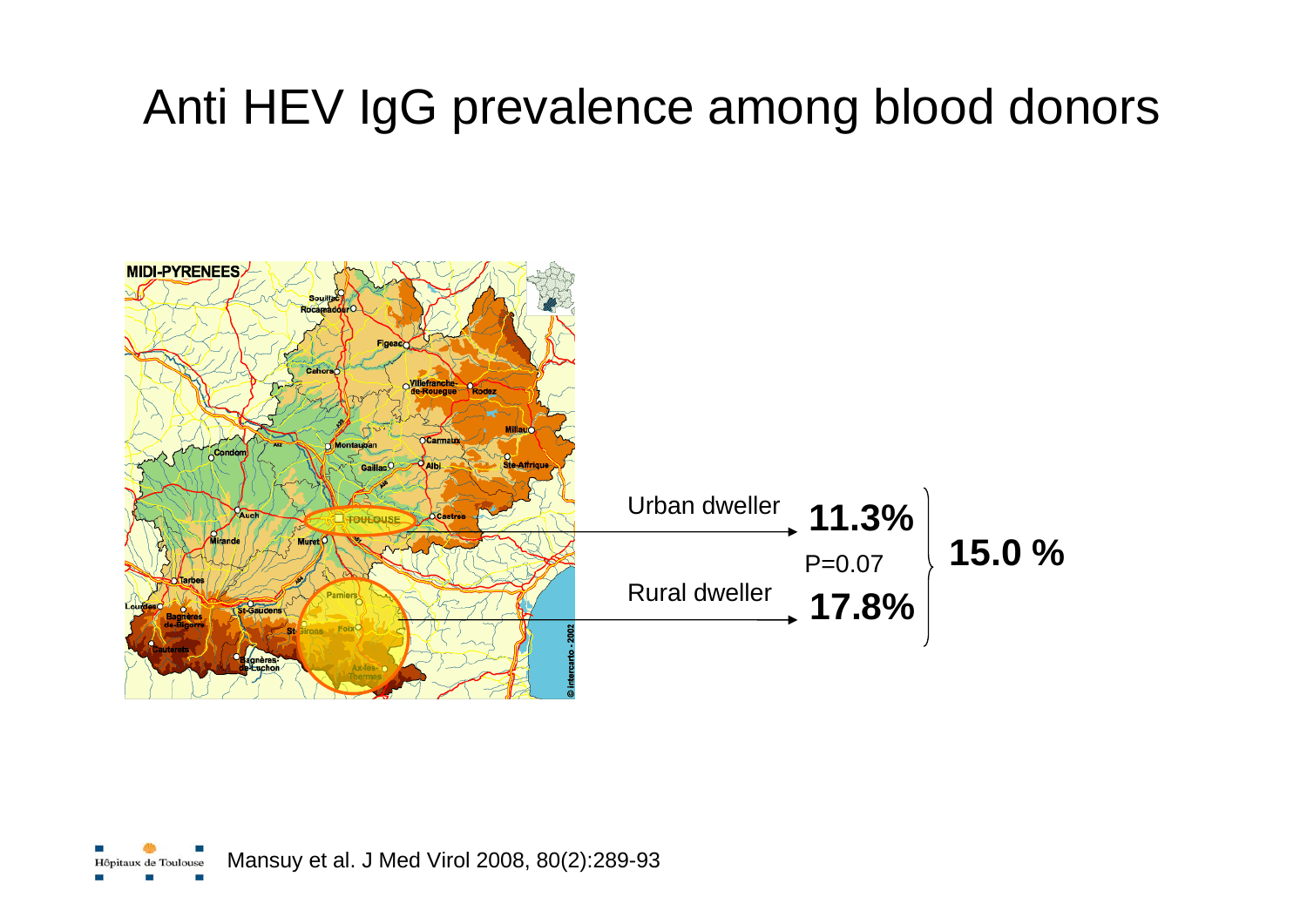# Anti HEV IgG prevalence among blood donors

Urban dweller **11.3%**

P=0.07

Rural dweller **17.8%**

**15.0 %**

Mansuy et al. J Med Virol 2008, 80(2):289-93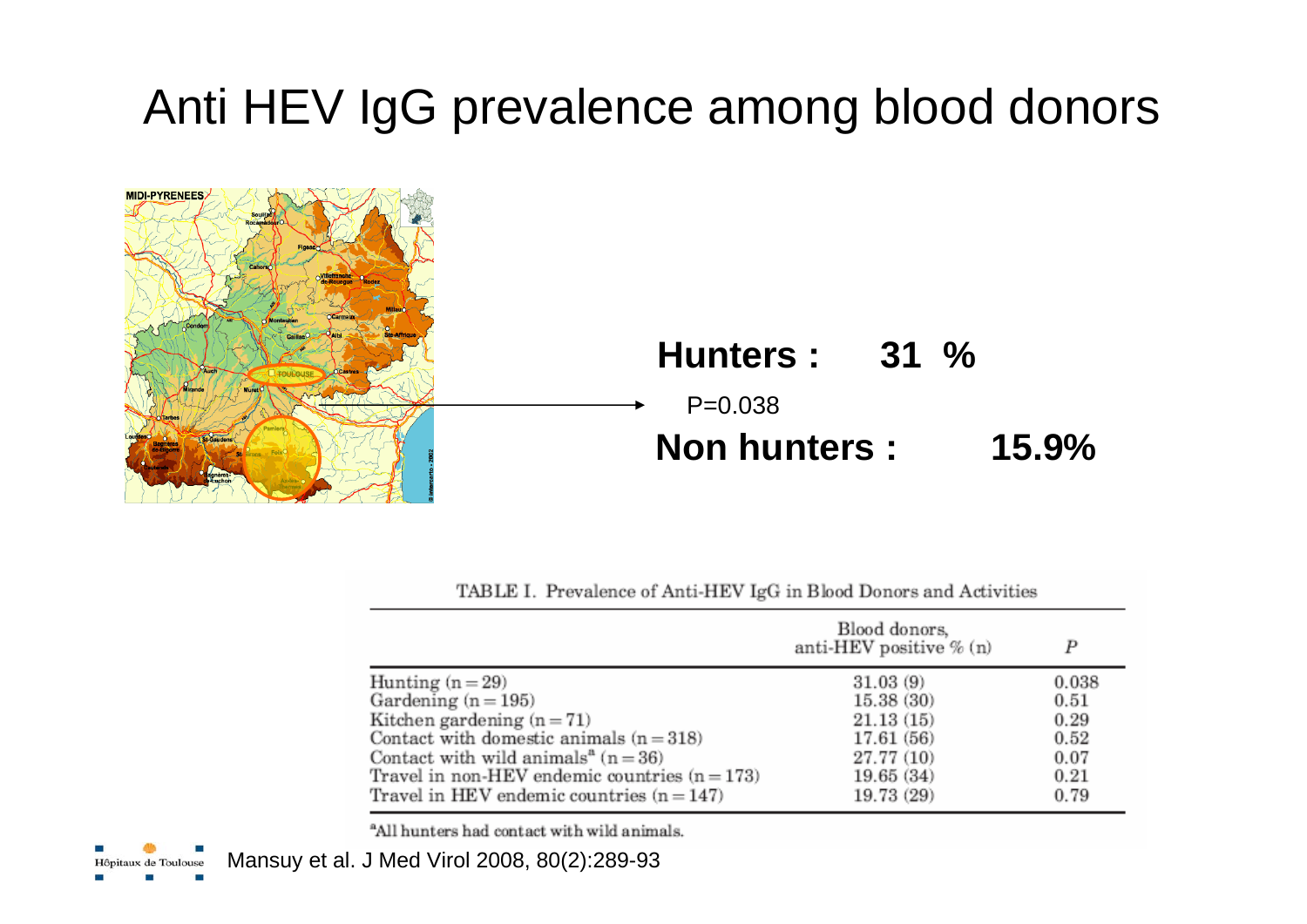# Anti HEV IgG prevalence among blood donors

**Hunters : 31 %**

P=0.038

**Non hunters : 15.9%**

TABLE I. Prevalence of Anti-HEV IgG in Blood Donors and Activities

| | Blood donors, anti-HEV positive % (n) | P |
|---|---|---|
| Hunting (n = 29) | 31.03 (9) | 0.038 |
| Gardening (n = 195) | 15.38 (30) | 0.51 |
| Kitchen gardening (n = 71) | 21.13 (15) | 0.29 |
| Contact with domestic animals (n = 318) | 17.61 (56) | 0.52 |
| Contact with wild animals[a] (n = 36) | 27.77 (10) | 0.07 |
| Travel in non-HEV endemic countries (n = 173) | 19.65 (34) | 0.21 |
| Travel in HEV endemic countries (n = 147) | 19.73 (29) | 0.79 |

[a]All hunters had contact with wild animals.

Mansuy et al. J Med Virol 2008, 80(2):289-93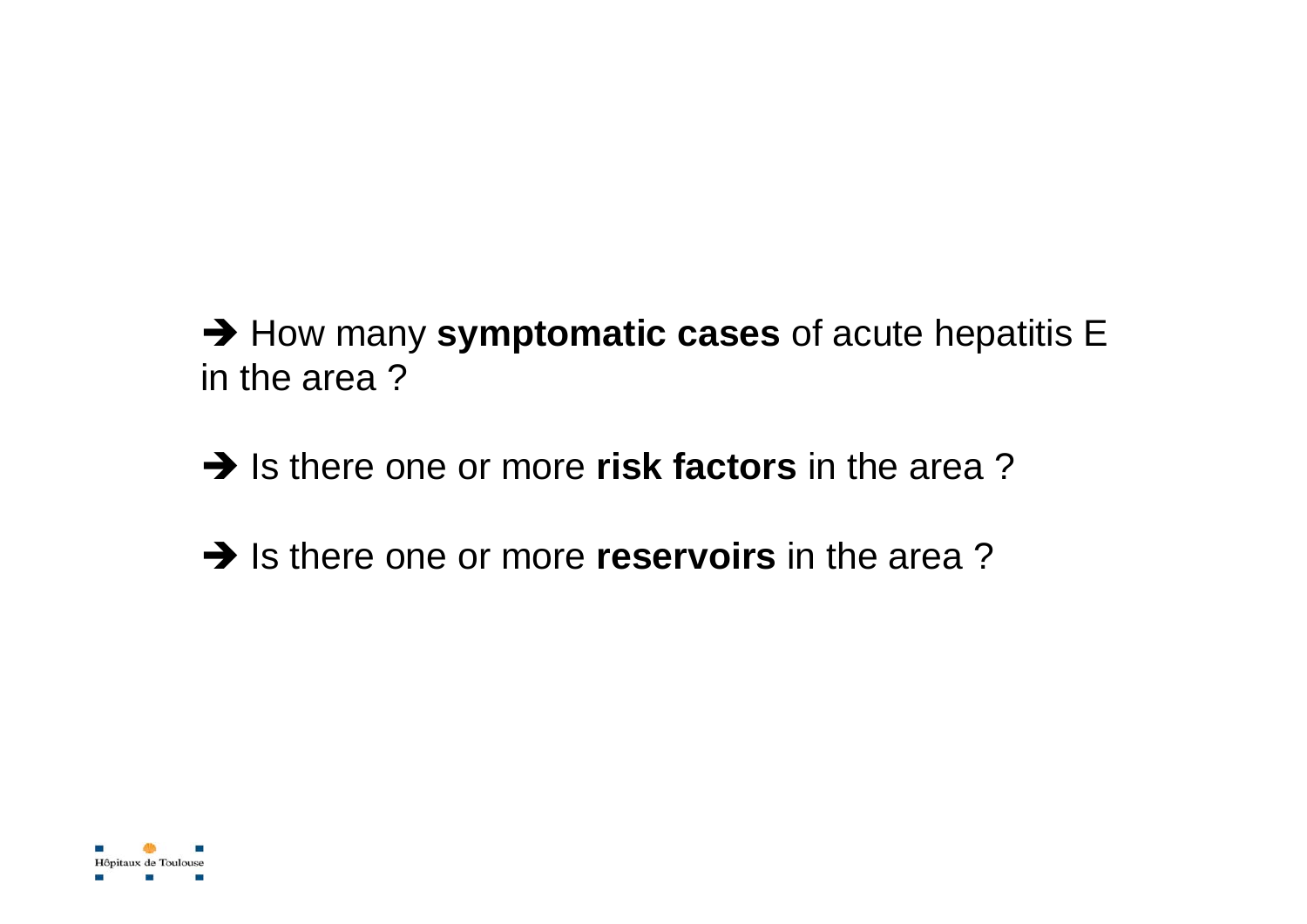➔ How many **symptomatic cases** of acute hepatitis E in the area ?

➔ Is there one or more **risk factors** in the area ?

➔ Is there one or more **reservoirs** in the area ?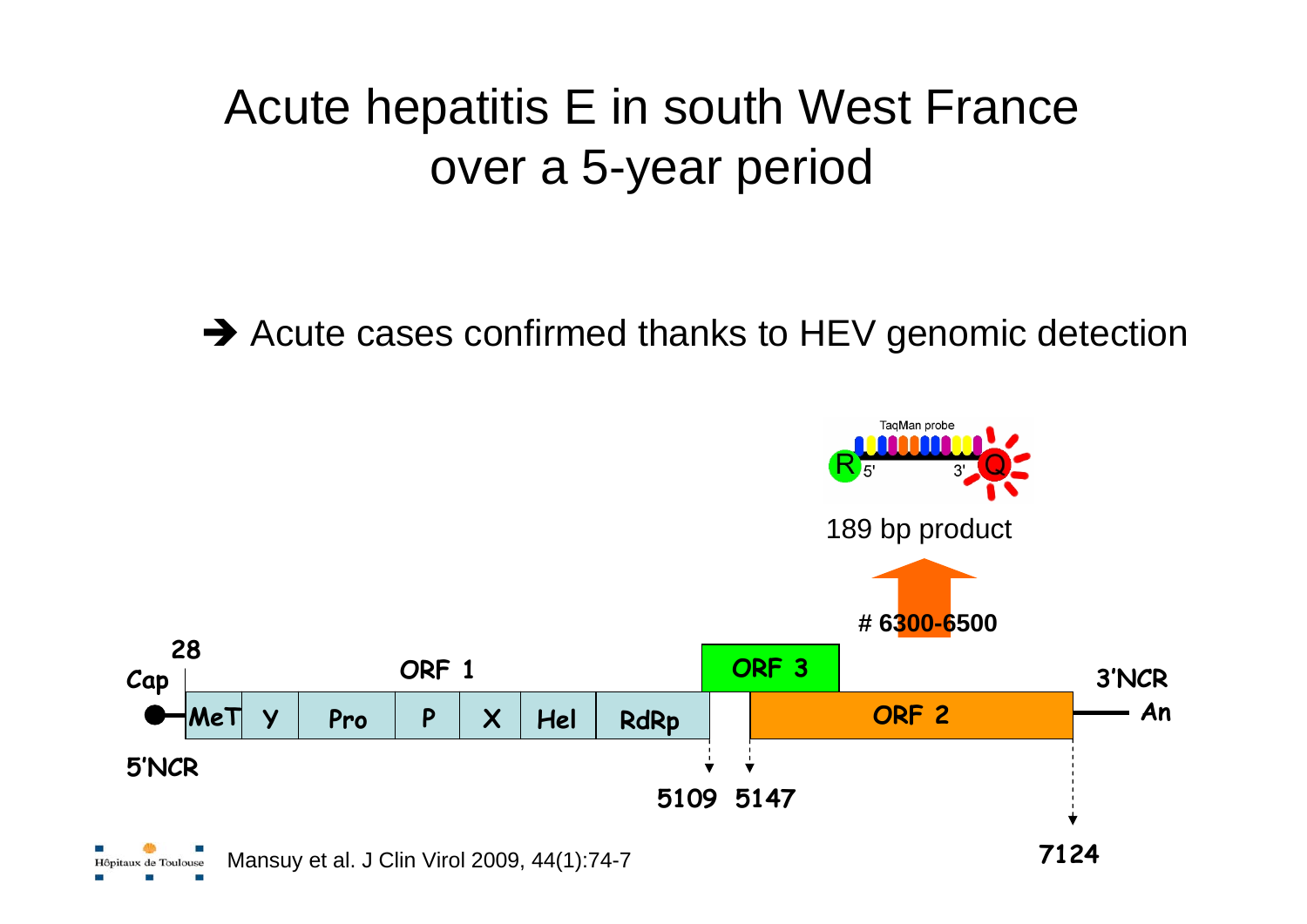# Acute hepatitis E in south West France over a 5-year period

➔ Acute cases confirmed thanks to HEV genomic detection

TaqMan probe

R 5' 3' Q

189 bp product

# 6300-6500

28

Cap

ORF 1

ORF 3

3'NCR

MeT | Y | Pro | P | X | Hel | RdRp

ORF 2

An

5'NCR

5109 5147

7124

Mansuy et al. J Clin Virol 2009, 44(1):74-7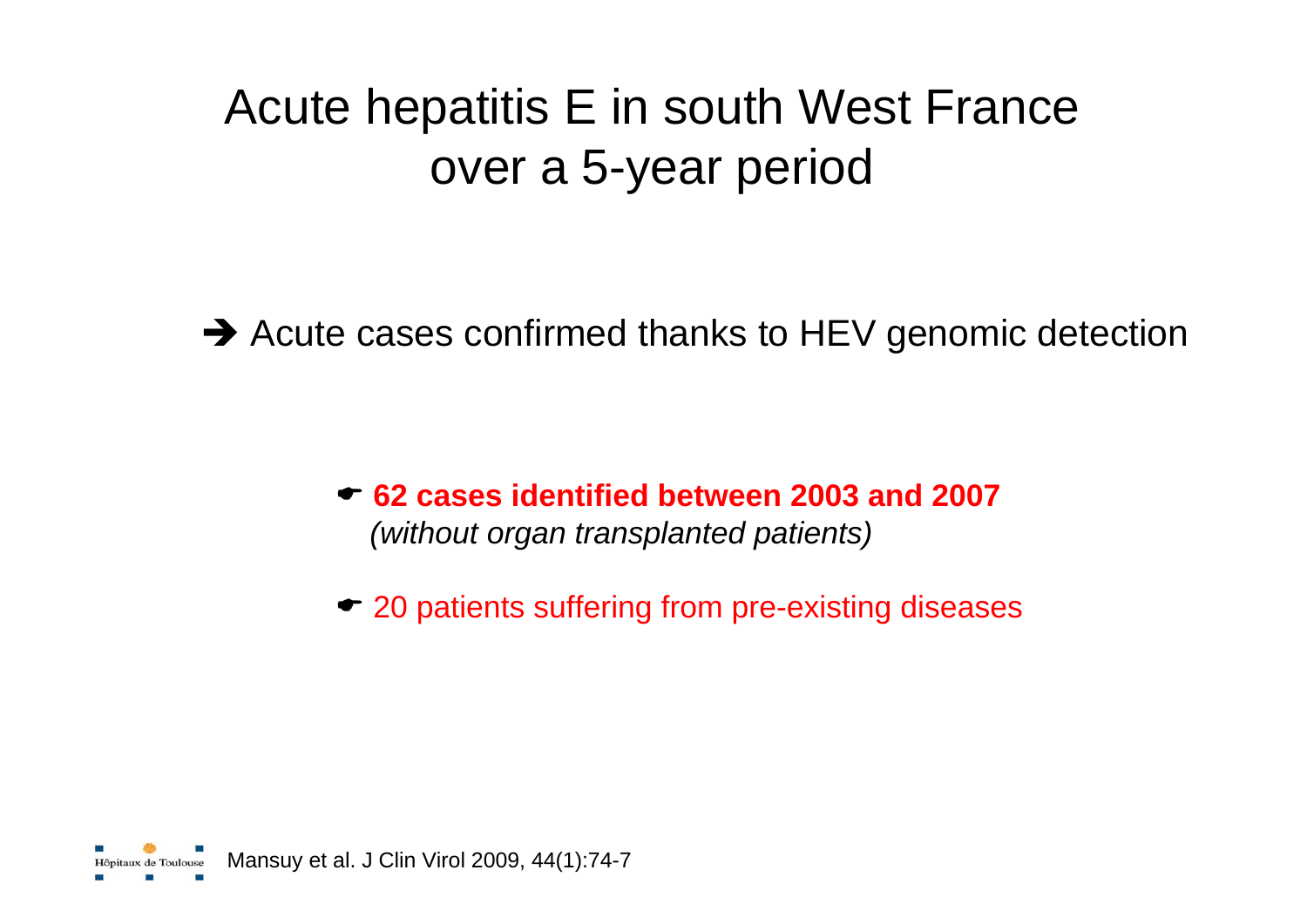# Acute hepatitis E in south West France over a 5-year period

➔ Acute cases confirmed thanks to HEV genomic detection

- **62 cases identified between 2003 and 2007**
  *(without organ transplanted patients)*

- 20 patients suffering from pre-existing diseases

Mansuy et al. J Clin Virol 2009, 44(1):74-7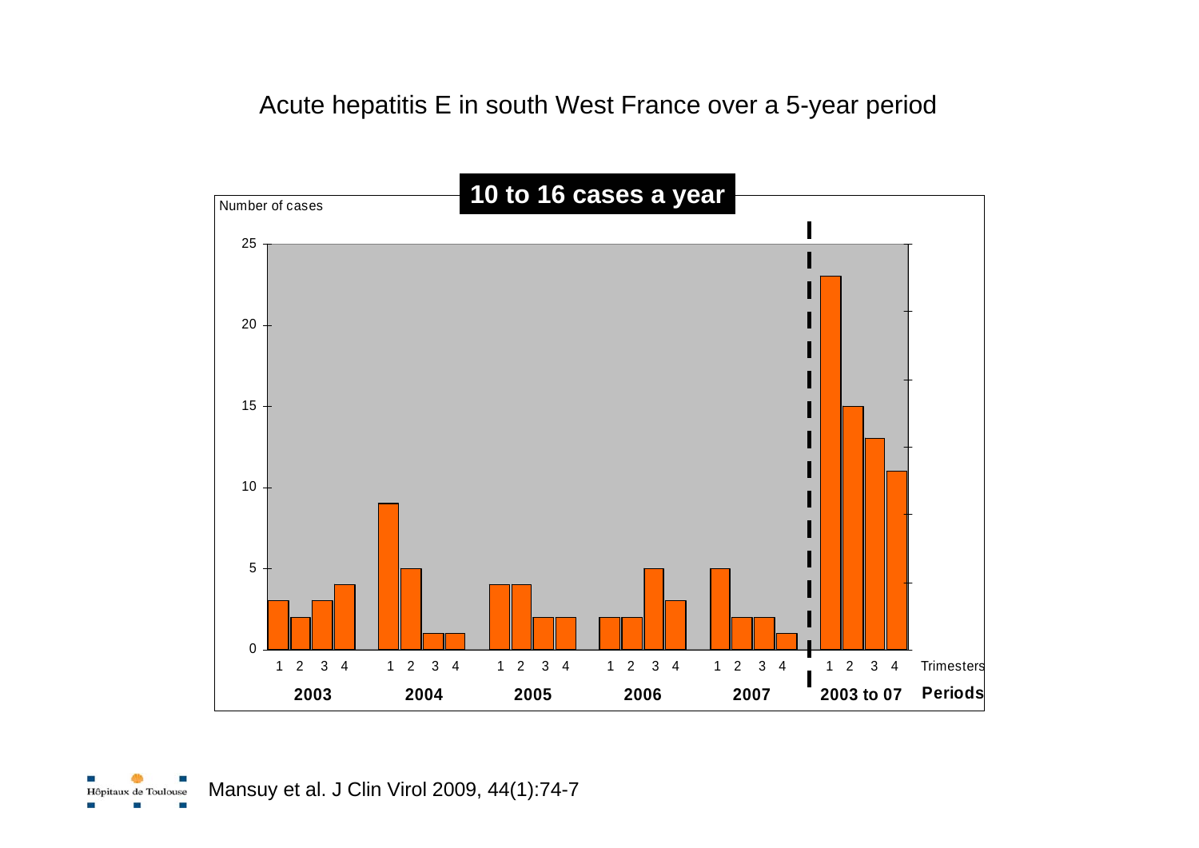# Acute hepatitis E in south West France over a 5-year period

**10 to 16 cases a year**

| Period | Trimester 1 | Trimester 2 | Trimester 3 | Trimester 4 |
|---|---|---|---|---|
| 2003 | 3 | 2 | 3 | 4 |
| 2004 | 9 | 5 | 1 | 1 |
| 2005 | 4 | 4 | 2 | 2 |
| 2006 | 2 | 2 | 5 | 3 |
| 2007 | 5 | 2 | 2 | 1 |
| 2003 to 07 | 23 | 15 | 13 | 11 |

Number of cases

Mansuy et al. J Clin Virol 2009, 44(1):74-7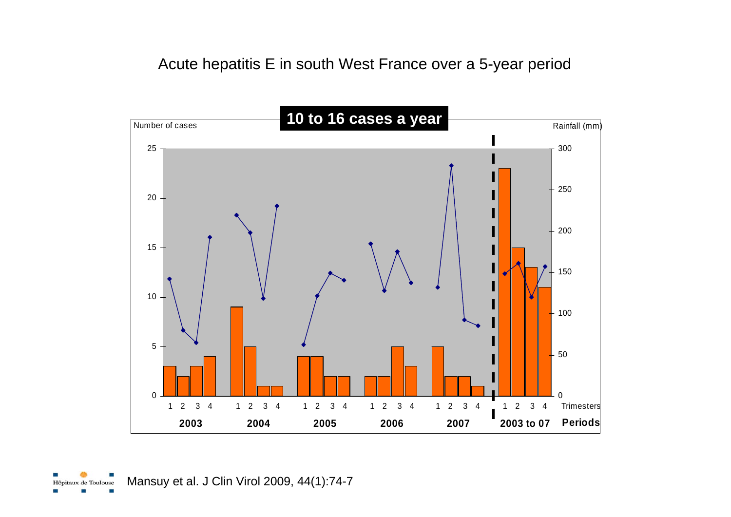# Acute hepatitis E in south West France over a 5-year period

**10 to 16 cases a year**

Number of cases

Rainfall (mm)

25
20
15
10
5
0

300
250
200
150
100
50
0

1 2 3 4 1 2 3 4 1 2 3 4 1 2 3 4 1 2 3 4 1 2 3 4 Trimesters

**2003** **2004** **2005** **2006** **2007** **2003 to 07** **Periods**

Mansuy et al. J Clin Virol 2009, 44(1):74-7

Hôpitaux de Toulouse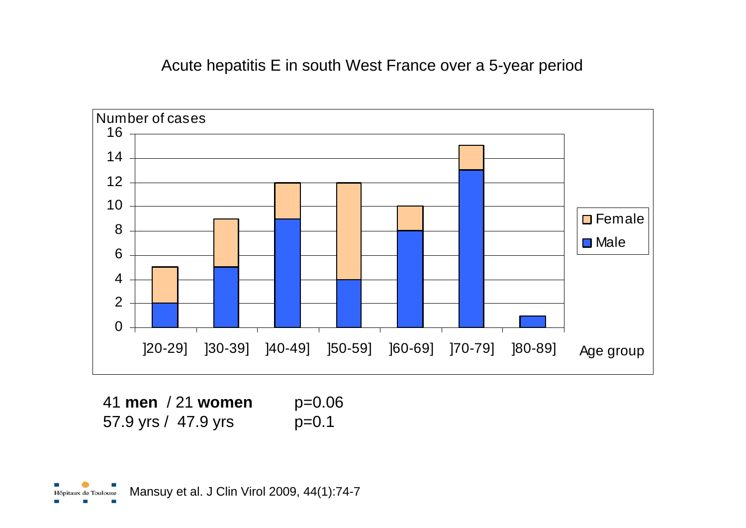## Acute hepatitis E in south West France over a 5-year period

| Age group | Male | Female | Total |
|---|---|---|---|
| ]20-29] | 2 | 3 | 5 |
| ]30-39] | 5 | 4 | 9 |
| ]40-49] | 9 | 3 | 12 |
| ]50-59] | 4 | 8 | 12 |
| ]60-69] | 8 | 2 | 10 |
| ]70-79] | 13 | 2 | 15 |
| ]80-89] | 1 | 0 | 1 |

41 **men** / 21 **women** p=0.06

57.9 yrs / 47.9 yrs p=0.1

Mansuy et al. J Clin Virol 2009, 44(1):74-7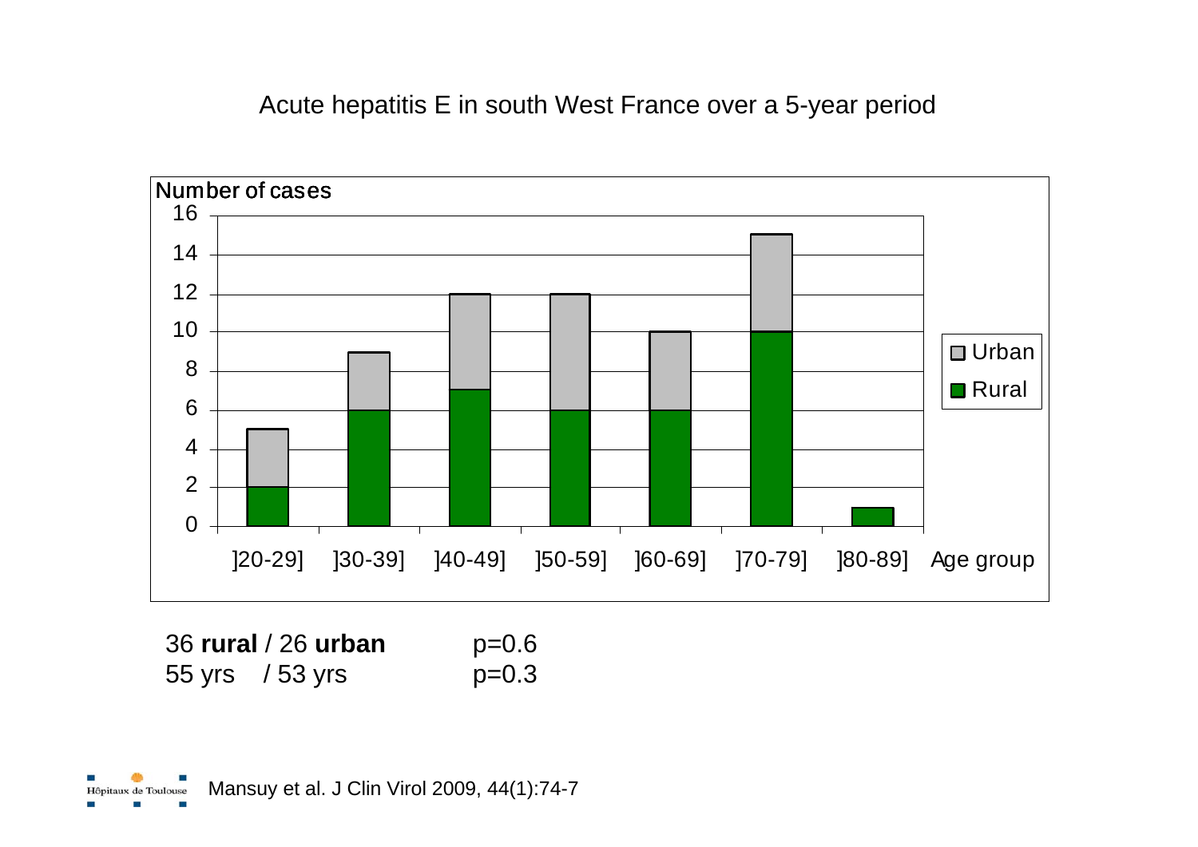# Acute hepatitis E in south West France over a 5-year period

| Age group | Rural | Urban |
| --- | --- | --- |
| ]20-29] | 2 | 3 |
| ]30-39] | 6 | 3 |
| ]40-49] | 7 | 5 |
| ]50-59] | 6 | 6 |
| ]60-69] | 6 | 4 |
| ]70-79] | 10 | 5 |
| ]80-89] | 1 | 0 |

Number of cases

36 **rural** / 26 **urban** $p=0.6$
55 yrs / 53 yrs $p=0.3$

Mansuy et al. J Clin Virol 2009, 44(1):74-7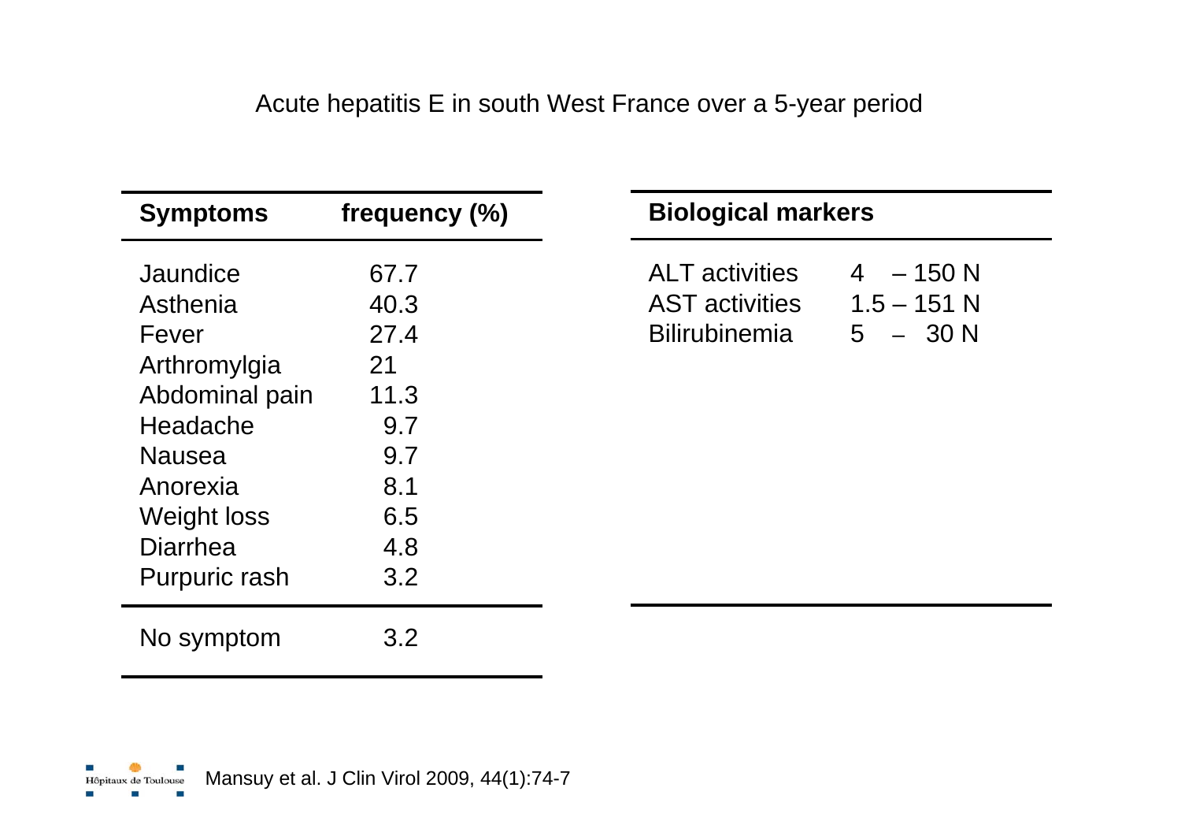# Acute hepatitis E in south West France over a 5-year period

| Symptoms | frequency (%) |
|---|---|
| Jaundice | 67.7 |
| Asthenia | 40.3 |
| Fever | 27.4 |
| Arthromylgia | 21 |
| Abdominal pain | 11.3 |
| Headache | 9.7 |
| Nausea | 9.7 |
| Anorexia | 8.1 |
| Weight loss | 6.5 |
| Diarrhea | 4.8 |
| Purpuric rash | 3.2 |
| No symptom | 3.2 |

| Biological markers | |
|---|---|
| ALT activities | 4 – 150 N |
| AST activities | 1.5 – 151 N |
| Bilirubinemia | 5 – 30 N |

Hôpitaux de Toulouse

Mansuy et al. J Clin Virol 2009, 44(1):74-7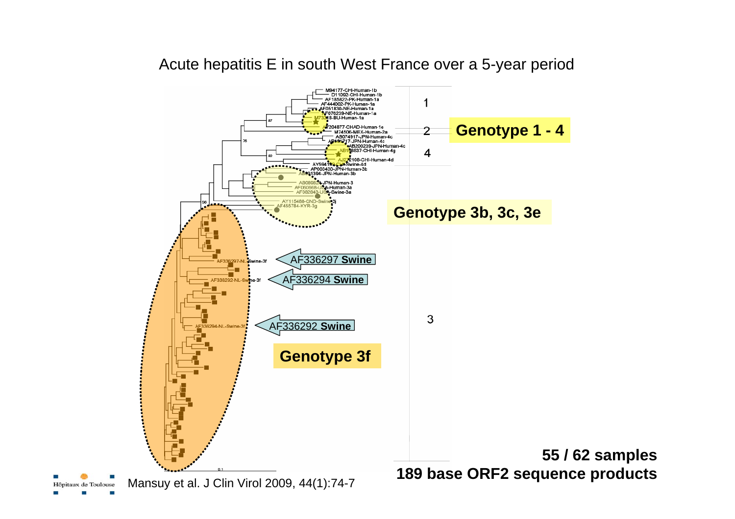Acute hepatitis E in south West France over a 5-year period

**Genotype 1 - 4**

**Genotype 3b, 3c, 3e**

AF336297 **Swine**

AF336294 **Swine**

AF336292 **Swine**

**Genotype 3f**

1

2

4

3

**55 / 62 samples**
**189 base ORF2 sequence products**

Mansuy et al. J Clin Virol 2009, 44(1):74-7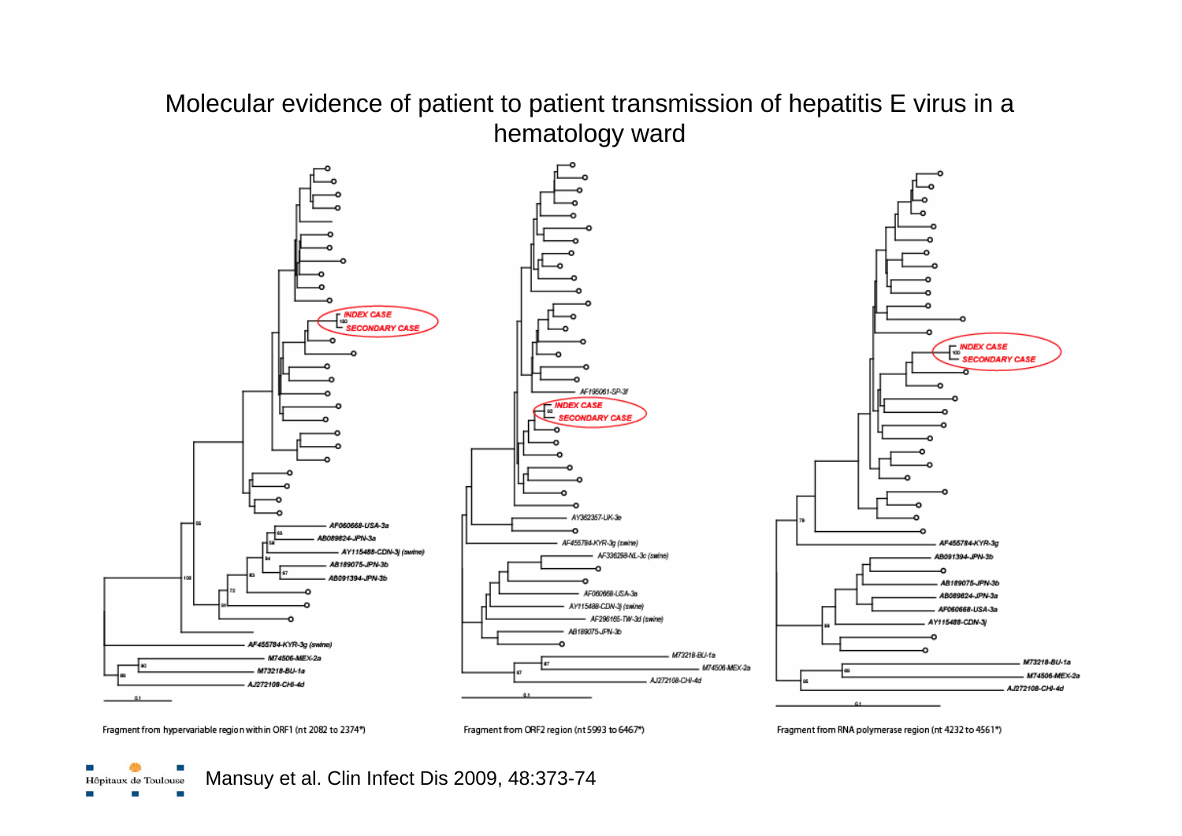# Molecular evidence of patient to patient transmission of hepatitis E virus in a hematology ward

Fragment from hypervariable region within ORF1 (nt 2082 to 2374*)

Fragment from ORF2 region (nt 5993 to 6467*)

Fragment from RNA polymerase region (nt 4232 to 4561*)

Mansuy et al. Clin Infect Dis 2009, 48:373-74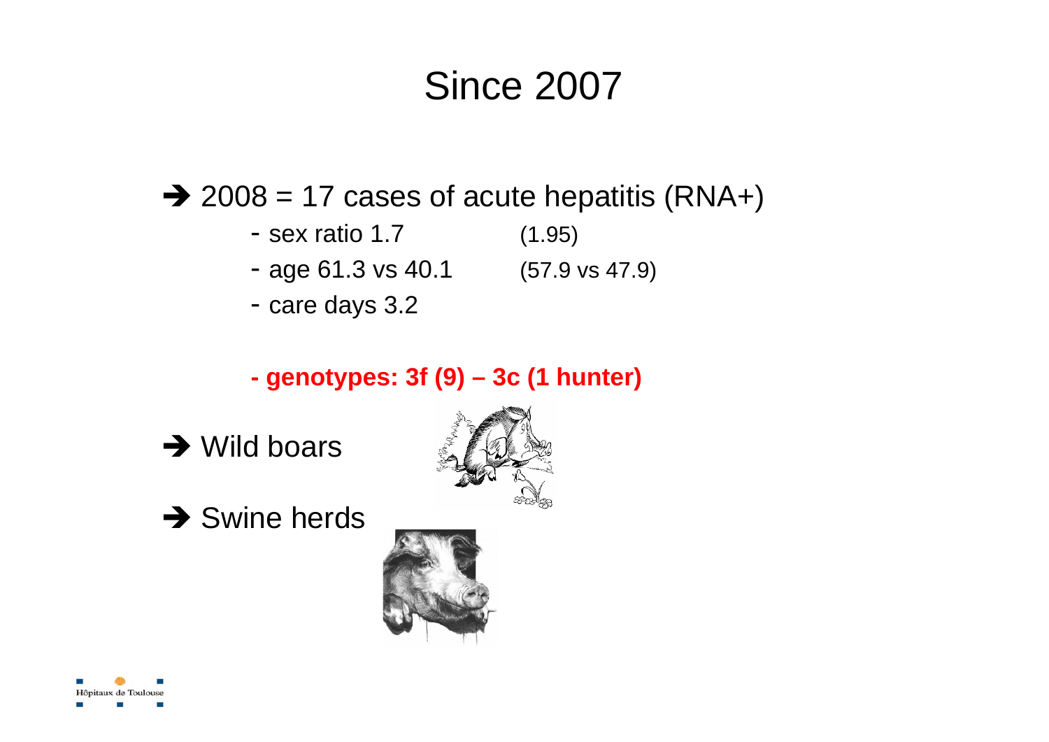# Since 2007

➔ 2008 = 17 cases of acute hepatitis (RNA+)

- sex ratio 1.7 (1.95)
- age 61.3 vs 40.1 (57.9 vs 47.9)
- care days 3.2

**- genotypes: 3f (9) – 3c (1 hunter)**

➔ Wild boars

➔ Swine herds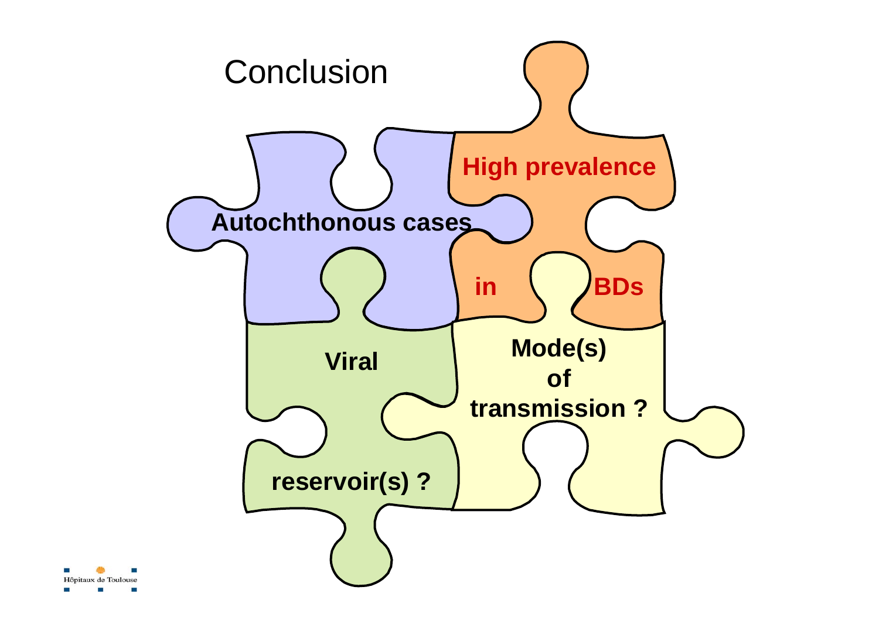# Conclusion

**Autochthonous cases**

**High prevalence**

**in** **BDs**

**Viral**

**reservoir(s) ?**

**Mode(s) of transmission ?**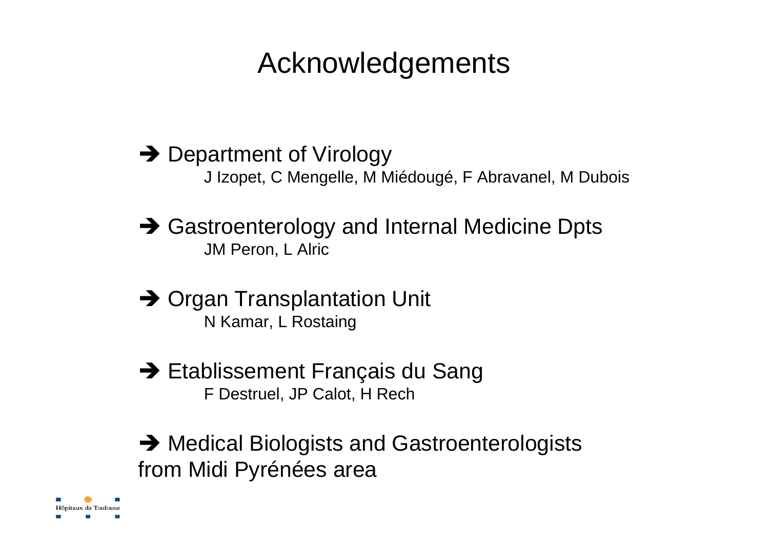# Acknowledgements

➔ Department of Virology

J Izopet, C Mengelle, M Miédougé, F Abravanel, M Dubois

➔ Gastroenterology and Internal Medicine Dpts

JM Peron, L Alric

➔ Organ Transplantation Unit

N Kamar, L Rostaing

➔ Etablissement Français du Sang

F Destruel, JP Calot, H Rech

➔ Medical Biologists and Gastroenterologists from Midi Pyrénées area

Hôpitaux de Toulouse